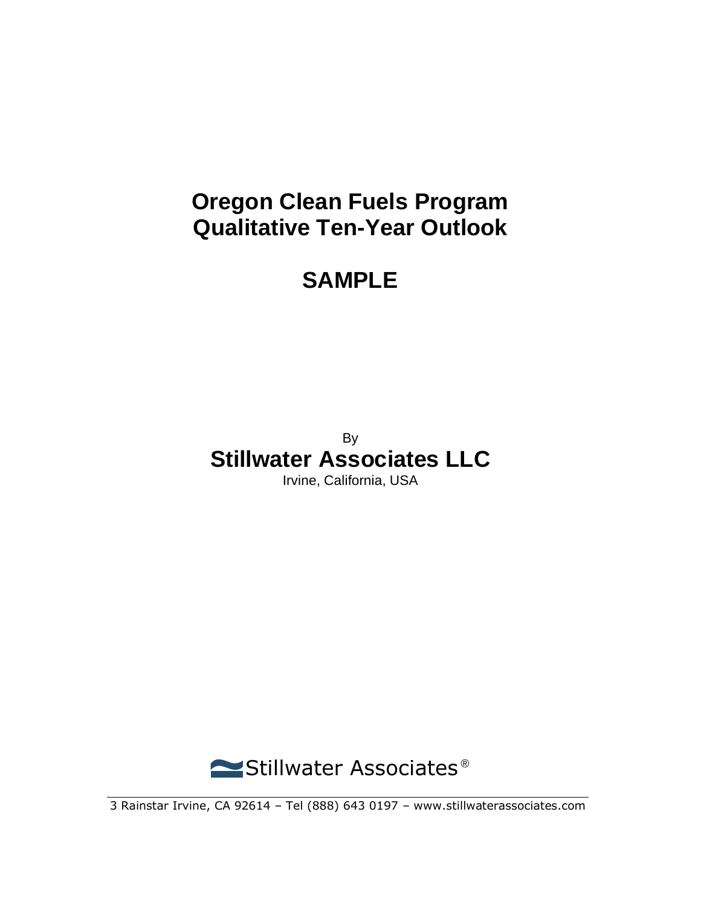# Oregon Clean Fuels Program Qualitative Ten-Year Outlook

# SAMPLE

By

**Stillwater Associates LLC**

Irvine, California, USA

Stillwater Associates®

3 Rainstar Irvine, CA 92614 – Tel (888) 643 0197 – www.stillwaterassociates.com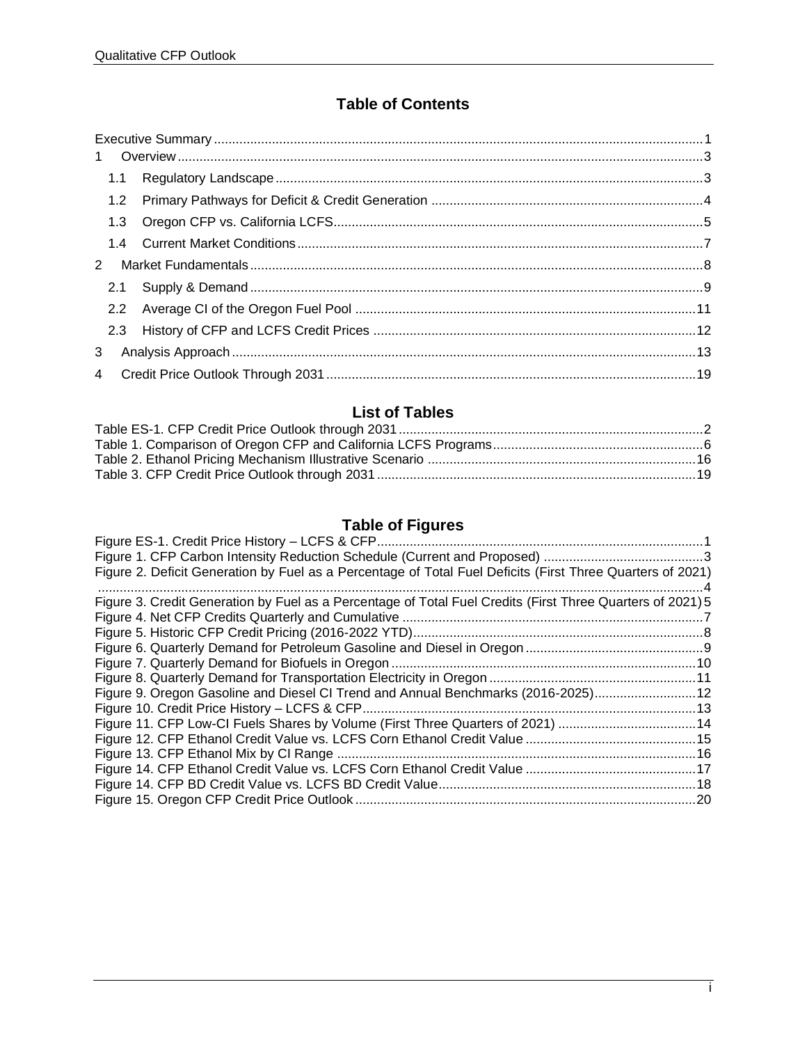# Table of Contents

Executive Summary ........................................................................................................................1

1 Overview ....................................................................................................................................3

1.1 Regulatory Landscape ..........................................................................................................3

1.2 Primary Pathways for Deficit & Credit Generation ...............................................................4

1.3 Oregon CFP vs. California LCFS .........................................................................................5

1.4 Current Market Conditions ...................................................................................................7

2 Market Fundamentals ................................................................................................................8

2.1 Supply & Demand .................................................................................................................9

2.2 Average CI of the Oregon Fuel Pool ...................................................................................11

2.3 History of CFP and LCFS Credit Prices ..............................................................................12

3 Analysis Approach ....................................................................................................................13

4 Credit Price Outlook Through 2031 ..........................................................................................19

## List of Tables

Table ES-1. CFP Credit Price Outlook through 2031 ....................................................................2

Table 1. Comparison of Oregon CFP and California LCFS Programs ...........................................6

Table 2. Ethanol Pricing Mechanism Illustrative Scenario ...........................................................16

Table 3. CFP Credit Price Outlook through 2031 .........................................................................19

## Table of Figures

Figure ES-1. Credit Price History – LCFS & CFP ..........................................................................1

Figure 1. CFP Carbon Intensity Reduction Schedule (Current and Proposed) ..............................3

Figure 2. Deficit Generation by Fuel as a Percentage of Total Fuel Deficits (First Three Quarters of 2021) .....4

Figure 3. Credit Generation by Fuel as a Percentage of Total Fuel Credits (First Three Quarters of 2021) 5

Figure 4. Net CFP Credits Quarterly and Cumulative ....................................................................7

Figure 5. Historic CFP Credit Pricing (2016-2022 YTD) ................................................................8

Figure 6. Quarterly Demand for Petroleum Gasoline and Diesel in Oregon ..................................9

Figure 7. Quarterly Demand for Biofuels in Oregon .....................................................................10

Figure 8. Quarterly Demand for Transportation Electricity in Oregon ..........................................11

Figure 9. Oregon Gasoline and Diesel CI Trend and Annual Benchmarks (2016-2025) ..............12

Figure 10. Credit Price History – LCFS & CFP .............................................................................13

Figure 11. CFP Low-CI Fuels Shares by Volume (First Three Quarters of 2021) ........................14

Figure 12. CFP Ethanol Credit Value vs. LCFS Corn Ethanol Credit Value .................................15

Figure 13. CFP Ethanol Mix by CI Range ....................................................................................16

Figure 14. CFP Ethanol Credit Value vs. LCFS Corn Ethanol Credit Value .................................17

Figure 14. CFP BD Credit Value vs. LCFS BD Credit Value .........................................................18

Figure 15. Oregon CFP Credit Price Outlook ................................................................................20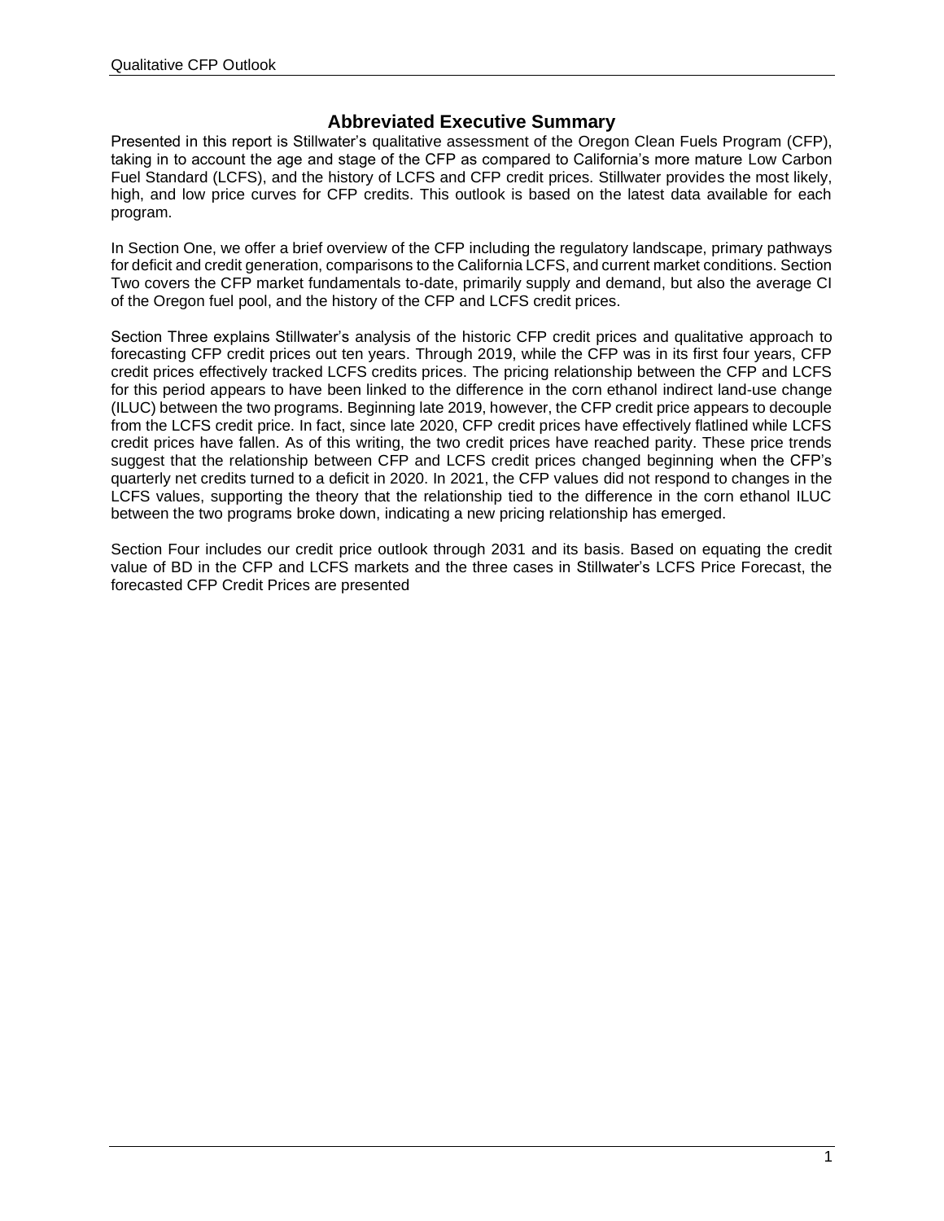## Abbreviated Executive Summary

Presented in this report is Stillwater's qualitative assessment of the Oregon Clean Fuels Program (CFP), taking in to account the age and stage of the CFP as compared to California's more mature Low Carbon Fuel Standard (LCFS), and the history of LCFS and CFP credit prices. Stillwater provides the most likely, high, and low price curves for CFP credits. This outlook is based on the latest data available for each program.

In Section One, we offer a brief overview of the CFP including the regulatory landscape, primary pathways for deficit and credit generation, comparisons to the California LCFS, and current market conditions. Section Two covers the CFP market fundamentals to-date, primarily supply and demand, but also the average CI of the Oregon fuel pool, and the history of the CFP and LCFS credit prices.

Section Three explains Stillwater's analysis of the historic CFP credit prices and qualitative approach to forecasting CFP credit prices out ten years. Through 2019, while the CFP was in its first four years, CFP credit prices effectively tracked LCFS credits prices. The pricing relationship between the CFP and LCFS for this period appears to have been linked to the difference in the corn ethanol indirect land-use change (ILUC) between the two programs. Beginning late 2019, however, the CFP credit price appears to decouple from the LCFS credit price. In fact, since late 2020, CFP credit prices have effectively flatlined while LCFS credit prices have fallen. As of this writing, the two credit prices have reached parity. These price trends suggest that the relationship between CFP and LCFS credit prices changed beginning when the CFP's quarterly net credits turned to a deficit in 2020. In 2021, the CFP values did not respond to changes in the LCFS values, supporting the theory that the relationship tied to the difference in the corn ethanol ILUC between the two programs broke down, indicating a new pricing relationship has emerged.

Section Four includes our credit price outlook through 2031 and its basis. Based on equating the credit value of BD in the CFP and LCFS markets and the three cases in Stillwater's LCFS Price Forecast, the forecasted CFP Credit Prices are presented